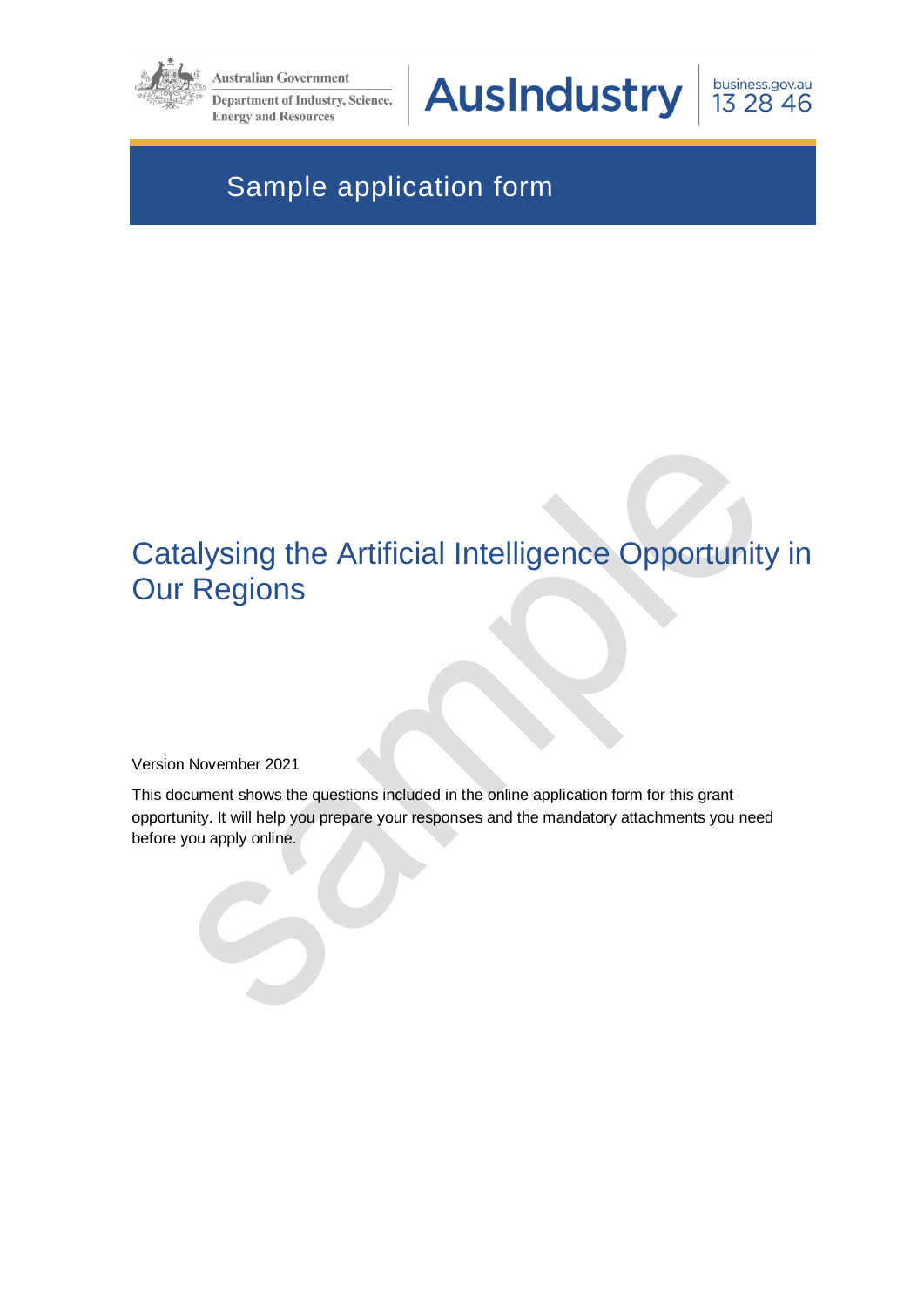Australian Government

Department of Industry, Science, Energy and Resources

AusIndustry

business.gov.au 13 28 46

# Sample application form

## Catalysing the Artificial Intelligence Opportunity in Our Regions

Version November 2021

This document shows the questions included in the online application form for this grant opportunity. It will help you prepare your responses and the mandatory attachments you need before you apply online.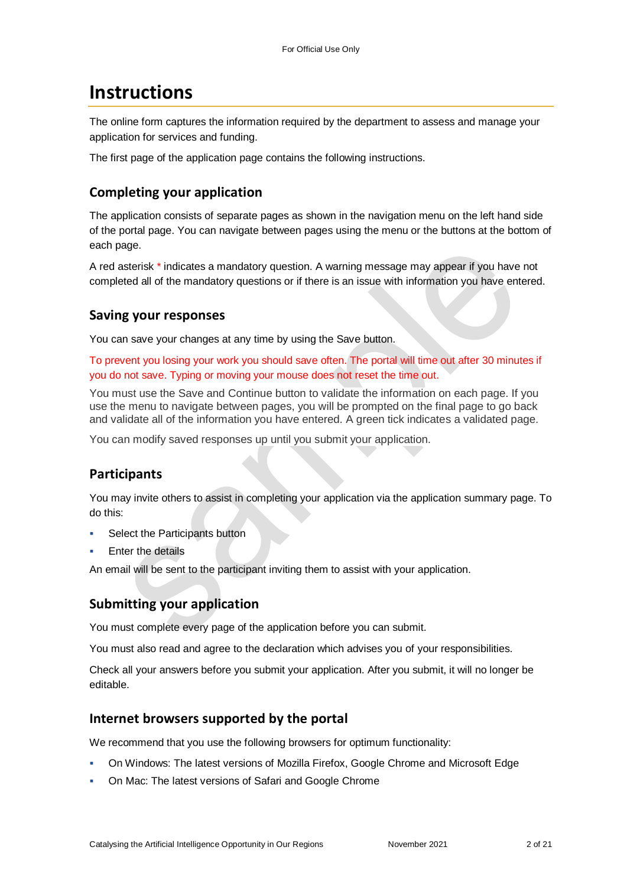# Instructions

The online form captures the information required by the department to assess and manage your application for services and funding.

The first page of the application page contains the following instructions.

## Completing your application

The application consists of separate pages as shown in the navigation menu on the left hand side of the portal page. You can navigate between pages using the menu or the buttons at the bottom of each page.

A red asterisk * indicates a mandatory question. A warning message may appear if you have not completed all of the mandatory questions or if there is an issue with information you have entered.

## Saving your responses

You can save your changes at any time by using the Save button.

To prevent you losing your work you should save often. The portal will time out after 30 minutes if you do not save. Typing or moving your mouse does not reset the time out.

You must use the Save and Continue button to validate the information on each page. If you use the menu to navigate between pages, you will be prompted on the final page to go back and validate all of the information you have entered. A green tick indicates a validated page.

You can modify saved responses up until you submit your application.

## Participants

You may invite others to assist in completing your application via the application summary page. To do this:

- Select the Participants button
- Enter the details

An email will be sent to the participant inviting them to assist with your application.

## Submitting your application

You must complete every page of the application before you can submit.

You must also read and agree to the declaration which advises you of your responsibilities.

Check all your answers before you submit your application. After you submit, it will no longer be editable.

## Internet browsers supported by the portal

We recommend that you use the following browsers for optimum functionality:

- On Windows: The latest versions of Mozilla Firefox, Google Chrome and Microsoft Edge
- On Mac: The latest versions of Safari and Google Chrome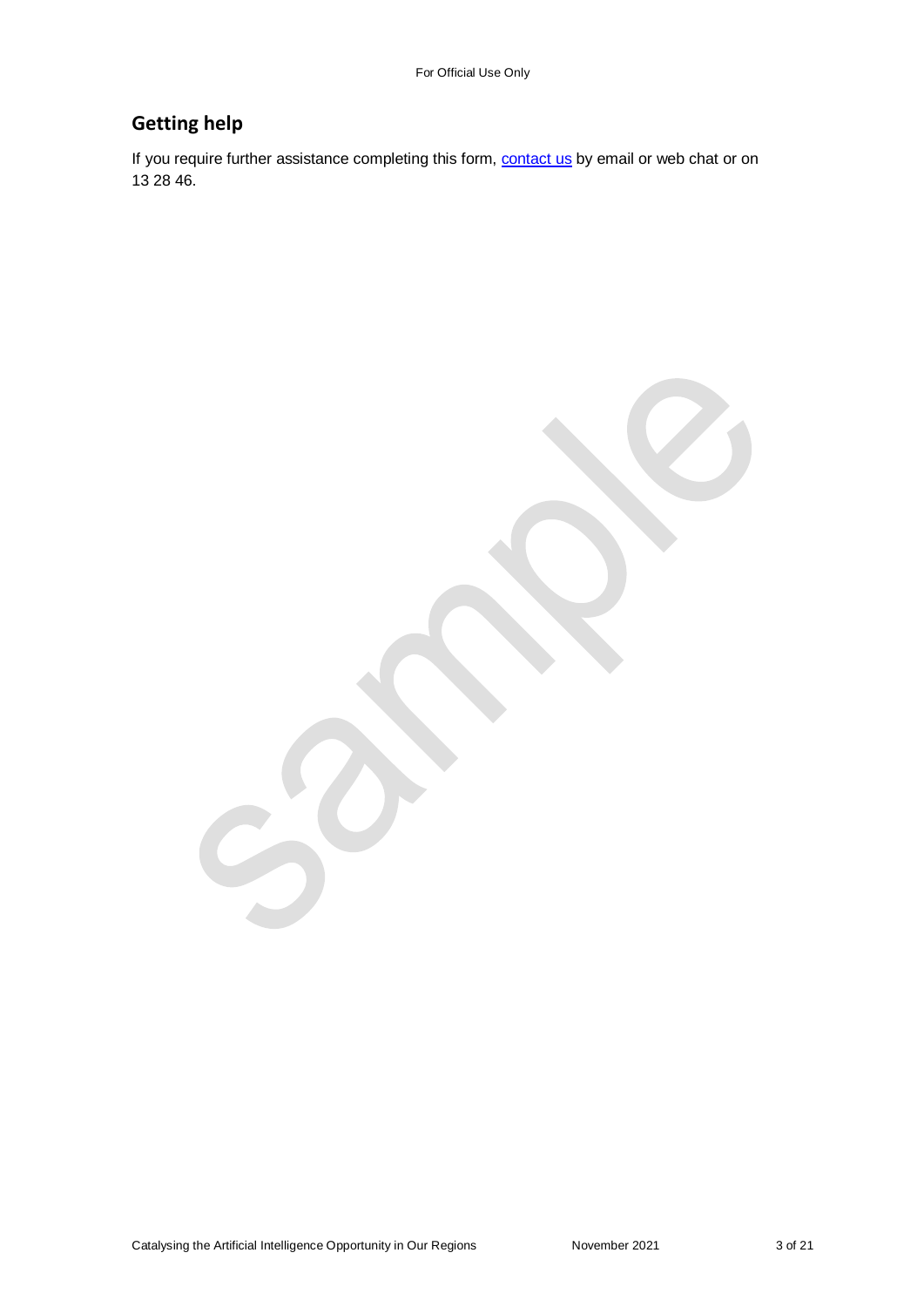## Getting help

If you require further assistance completing this form, [contact us](contact us) by email or web chat or on 13 28 46.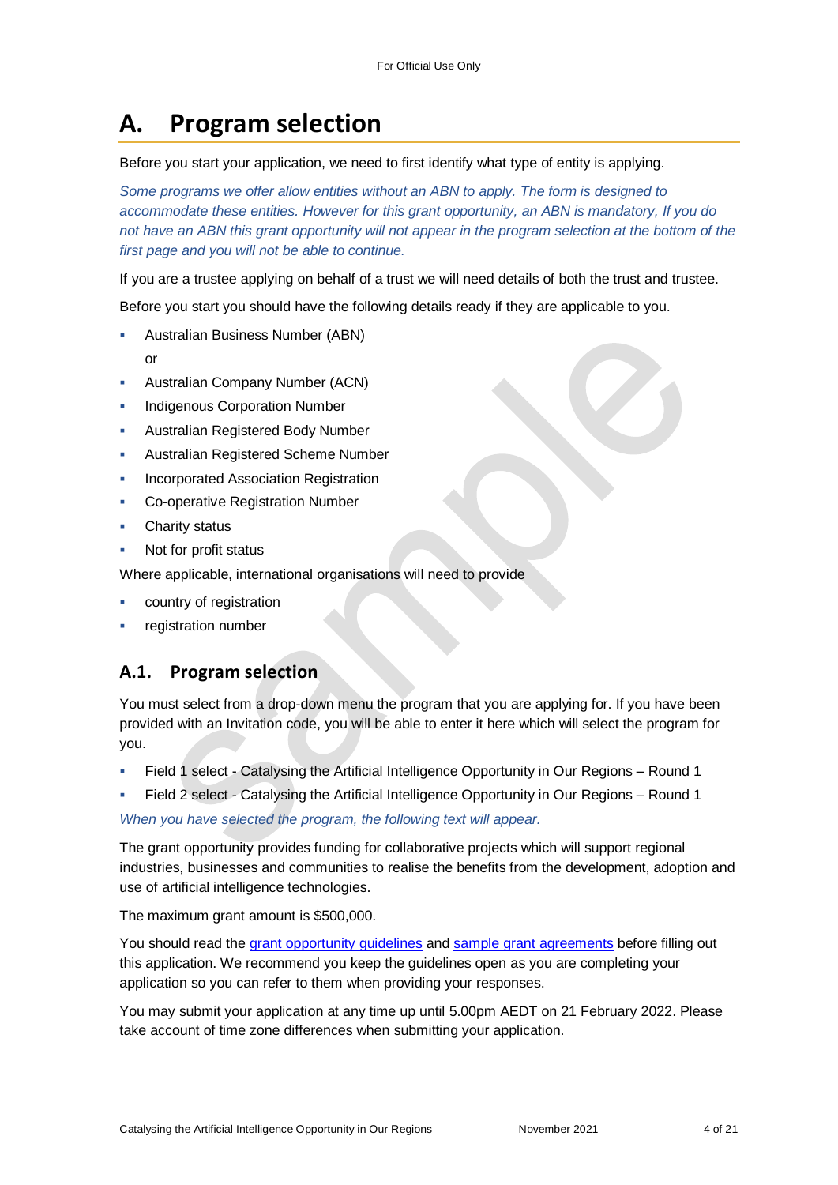# A. Program selection

Before you start your application, we need to first identify what type of entity is applying.

*Some programs we offer allow entities without an ABN to apply. The form is designed to accommodate these entities. However for this grant opportunity, an ABN is mandatory, If you do not have an ABN this grant opportunity will not appear in the program selection at the bottom of the first page and you will not be able to continue.*

If you are a trustee applying on behalf of a trust we will need details of both the trust and trustee.

Before you start you should have the following details ready if they are applicable to you.

- Australian Business Number (ABN)
  or
- Australian Company Number (ACN)
- Indigenous Corporation Number
- Australian Registered Body Number
- Australian Registered Scheme Number
- Incorporated Association Registration
- Co-operative Registration Number
- Charity status
- Not for profit status

Where applicable, international organisations will need to provide

- country of registration
- registration number

## A.1. Program selection

You must select from a drop-down menu the program that you are applying for. If you have been provided with an Invitation code, you will be able to enter it here which will select the program for you.

- Field 1 select - Catalysing the Artificial Intelligence Opportunity in Our Regions – Round 1
- Field 2 select - Catalysing the Artificial Intelligence Opportunity in Our Regions – Round 1

*When you have selected the program, the following text will appear.*

The grant opportunity provides funding for collaborative projects which will support regional industries, businesses and communities to realise the benefits from the development, adoption and use of artificial intelligence technologies.

The maximum grant amount is $500,000.

You should read the grant opportunity guidelines and sample grant agreements before filling out this application. We recommend you keep the guidelines open as you are completing your application so you can refer to them when providing your responses.

You may submit your application at any time up until 5.00pm AEDT on 21 February 2022. Please take account of time zone differences when submitting your application.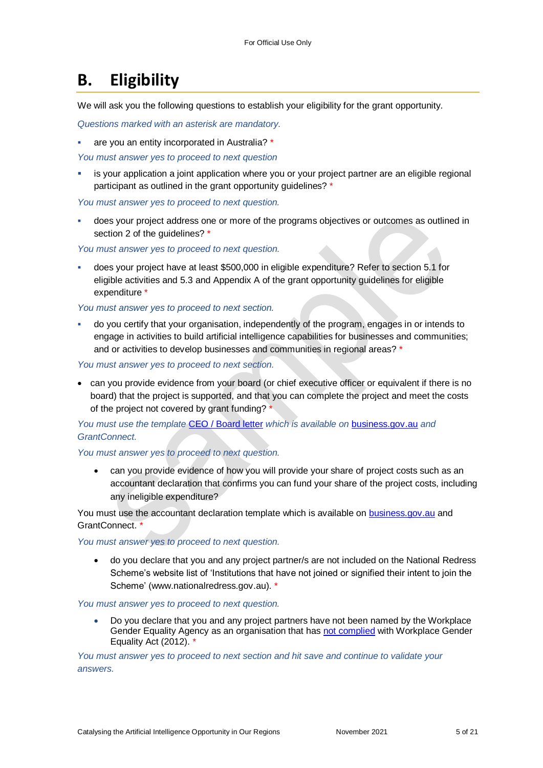# B. Eligibility

We will ask you the following questions to establish your eligibility for the grant opportunity.

*Questions marked with an asterisk are mandatory.*

- are you an entity incorporated in Australia? *

*You must answer yes to proceed to next question*

- is your application a joint application where you or your project partner are an eligible regional participant as outlined in the grant opportunity guidelines? *

*You must answer yes to proceed to next question.*

- does your project address one or more of the programs objectives or outcomes as outlined in section 2 of the guidelines? *

*You must answer yes to proceed to next question.*

- does your project have at least $500,000 in eligible expenditure? Refer to section 5.1 for eligible activities and 5.3 and Appendix A of the grant opportunity guidelines for eligible expenditure *

*You must answer yes to proceed to next section.*

- do you certify that your organisation, independently of the program, engages in or intends to engage in activities to build artificial intelligence capabilities for businesses and communities; and or activities to develop businesses and communities in regional areas? *

*You must answer yes to proceed to next section.*

- can you provide evidence from your board (or chief executive officer or equivalent if there is no board) that the project is supported, and that you can complete the project and meet the costs of the project not covered by grant funding? *

*You must use the template [CEO / Board letter] which is available on [business.gov.au] and GrantConnect.*

*You must answer yes to proceed to next question.*

- can you provide evidence of how you will provide your share of project costs such as an accountant declaration that confirms you can fund your share of the project costs, including any ineligible expenditure?

You must use the accountant declaration template which is available on [business.gov.au] and GrantConnect. *

*You must answer yes to proceed to next question.*

- do you declare that you and any project partner/s are not included on the National Redress Scheme's website list of 'Institutions that have not joined or signified their intent to join the Scheme' (www.nationalredress.gov.au). *

*You must answer yes to proceed to next question.*

- Do you declare that you and any project partners have not been named by the Workplace Gender Equality Agency as an organisation that has [not complied] with Workplace Gender Equality Act (2012). *

*You must answer yes to proceed to next section and hit save and continue to validate your answers.*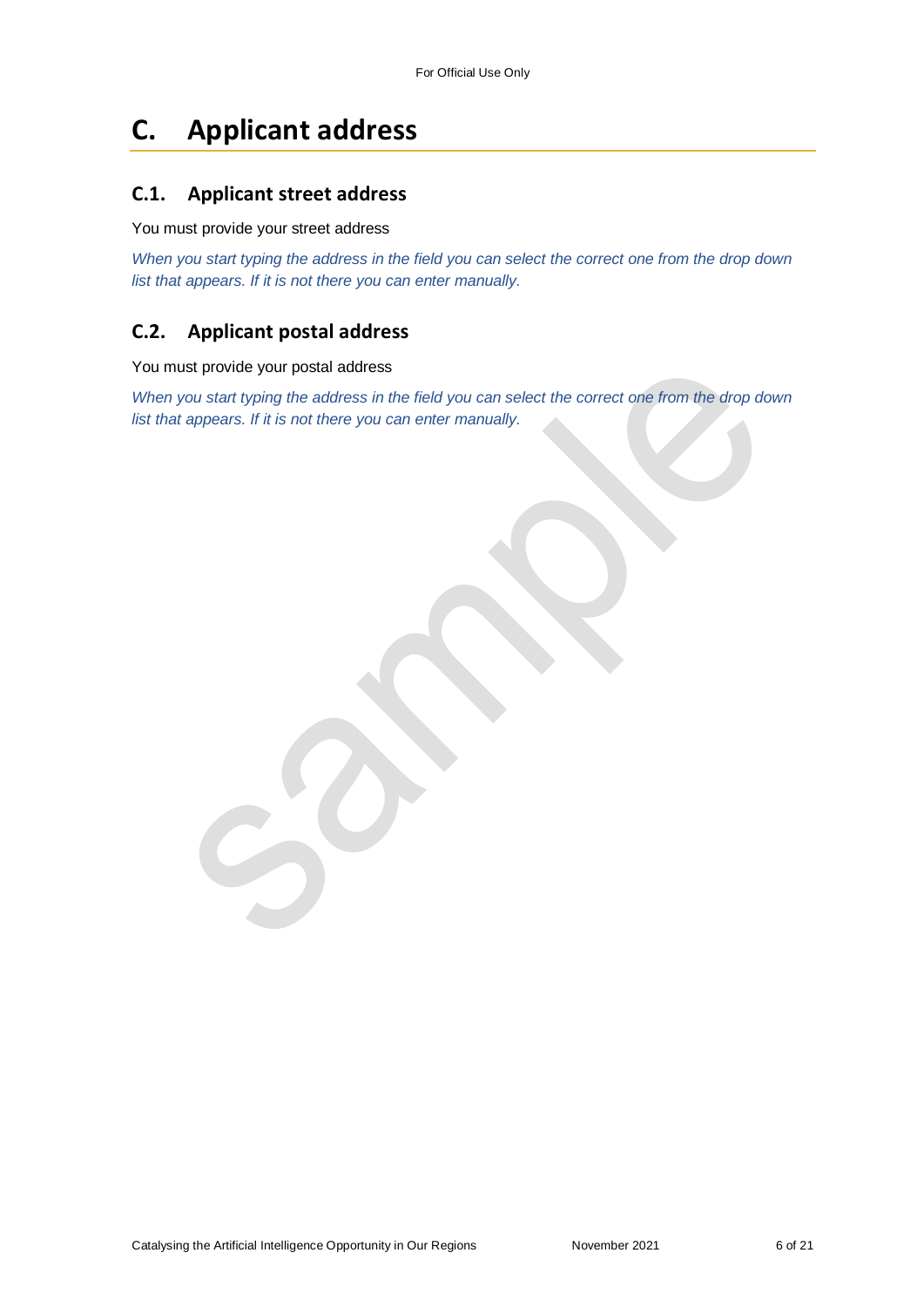# C. Applicant address

## C.1. Applicant street address

You must provide your street address

*When you start typing the address in the field you can select the correct one from the drop down list that appears. If it is not there you can enter manually.*

## C.2. Applicant postal address

You must provide your postal address

*When you start typing the address in the field you can select the correct one from the drop down list that appears. If it is not there you can enter manually.*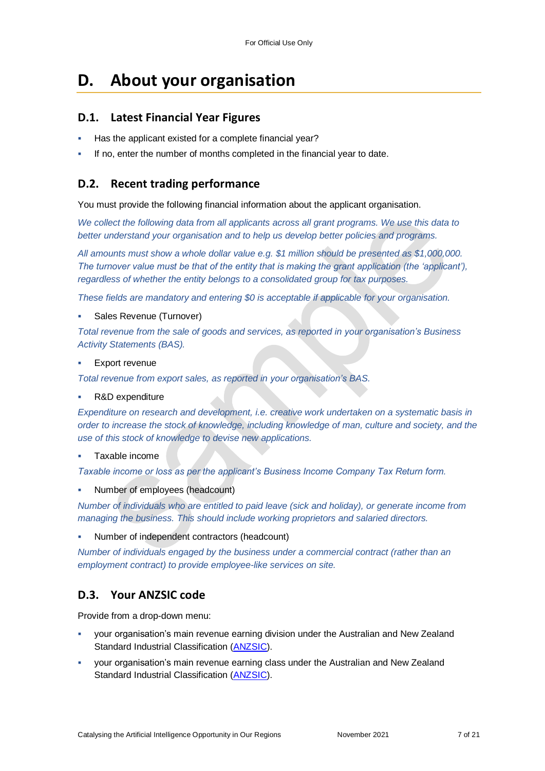# D. About your organisation

## D.1. Latest Financial Year Figures

- Has the applicant existed for a complete financial year?
- If no, enter the number of months completed in the financial year to date.

## D.2. Recent trading performance

You must provide the following financial information about the applicant organisation.

*We collect the following data from all applicants across all grant programs. We use this data to better understand your organisation and to help us develop better policies and programs.*

*All amounts must show a whole dollar value e.g. $1 million should be presented as $1,000,000. The turnover value must be that of the entity that is making the grant application (the 'applicant'), regardless of whether the entity belongs to a consolidated group for tax purposes.*

*These fields are mandatory and entering $0 is acceptable if applicable for your organisation.*

- Sales Revenue (Turnover)

*Total revenue from the sale of goods and services, as reported in your organisation's Business Activity Statements (BAS).*

- Export revenue

*Total revenue from export sales, as reported in your organisation's BAS.*

- R&D expenditure

*Expenditure on research and development, i.e. creative work undertaken on a systematic basis in order to increase the stock of knowledge, including knowledge of man, culture and society, and the use of this stock of knowledge to devise new applications.*

- Taxable income

*Taxable income or loss as per the applicant's Business Income Company Tax Return form.*

- Number of employees (headcount)

*Number of individuals who are entitled to paid leave (sick and holiday), or generate income from managing the business. This should include working proprietors and salaried directors.*

- Number of independent contractors (headcount)

*Number of individuals engaged by the business under a commercial contract (rather than an employment contract) to provide employee-like services on site.*

## D.3. Your ANZSIC code

Provide from a drop-down menu:

- your organisation's main revenue earning division under the Australian and New Zealand Standard Industrial Classification (ANZSIC).
- your organisation's main revenue earning class under the Australian and New Zealand Standard Industrial Classification (ANZSIC).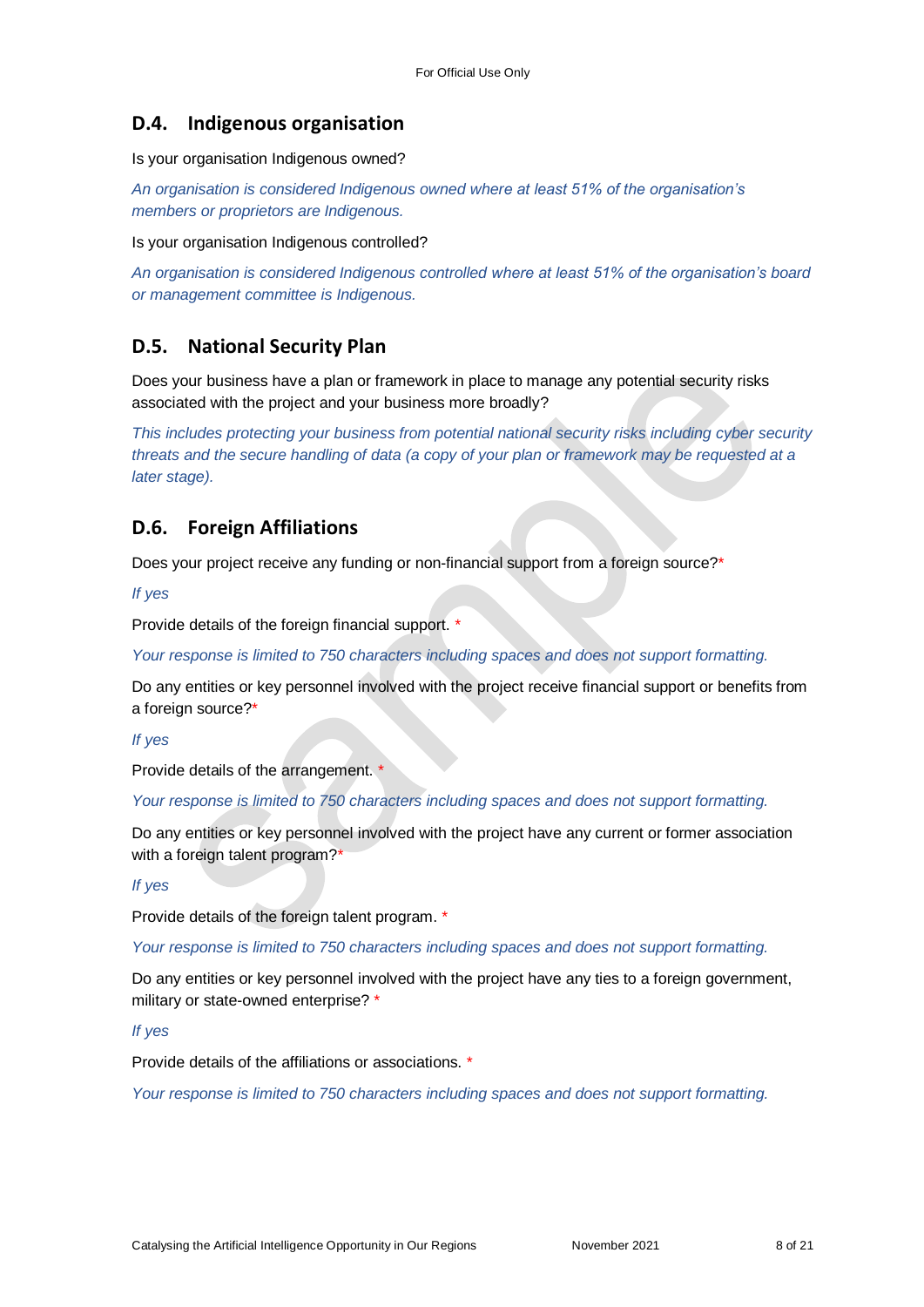## D.4. Indigenous organisation

Is your organisation Indigenous owned?

*An organisation is considered Indigenous owned where at least 51% of the organisation's members or proprietors are Indigenous.*

Is your organisation Indigenous controlled?

*An organisation is considered Indigenous controlled where at least 51% of the organisation's board or management committee is Indigenous.*

## D.5. National Security Plan

Does your business have a plan or framework in place to manage any potential security risks associated with the project and your business more broadly?

*This includes protecting your business from potential national security risks including cyber security threats and the secure handling of data (a copy of your plan or framework may be requested at a later stage).*

## D.6. Foreign Affiliations

Does your project receive any funding or non-financial support from a foreign source?*

*If yes*

Provide details of the foreign financial support. *

*Your response is limited to 750 characters including spaces and does not support formatting.*

Do any entities or key personnel involved with the project receive financial support or benefits from a foreign source?*

*If yes*

Provide details of the arrangement. *

*Your response is limited to 750 characters including spaces and does not support formatting.*

Do any entities or key personnel involved with the project have any current or former association with a foreign talent program?*

*If yes*

Provide details of the foreign talent program. *

*Your response is limited to 750 characters including spaces and does not support formatting.*

Do any entities or key personnel involved with the project have any ties to a foreign government, military or state-owned enterprise? *

*If yes*

Provide details of the affiliations or associations. *

*Your response is limited to 750 characters including spaces and does not support formatting.*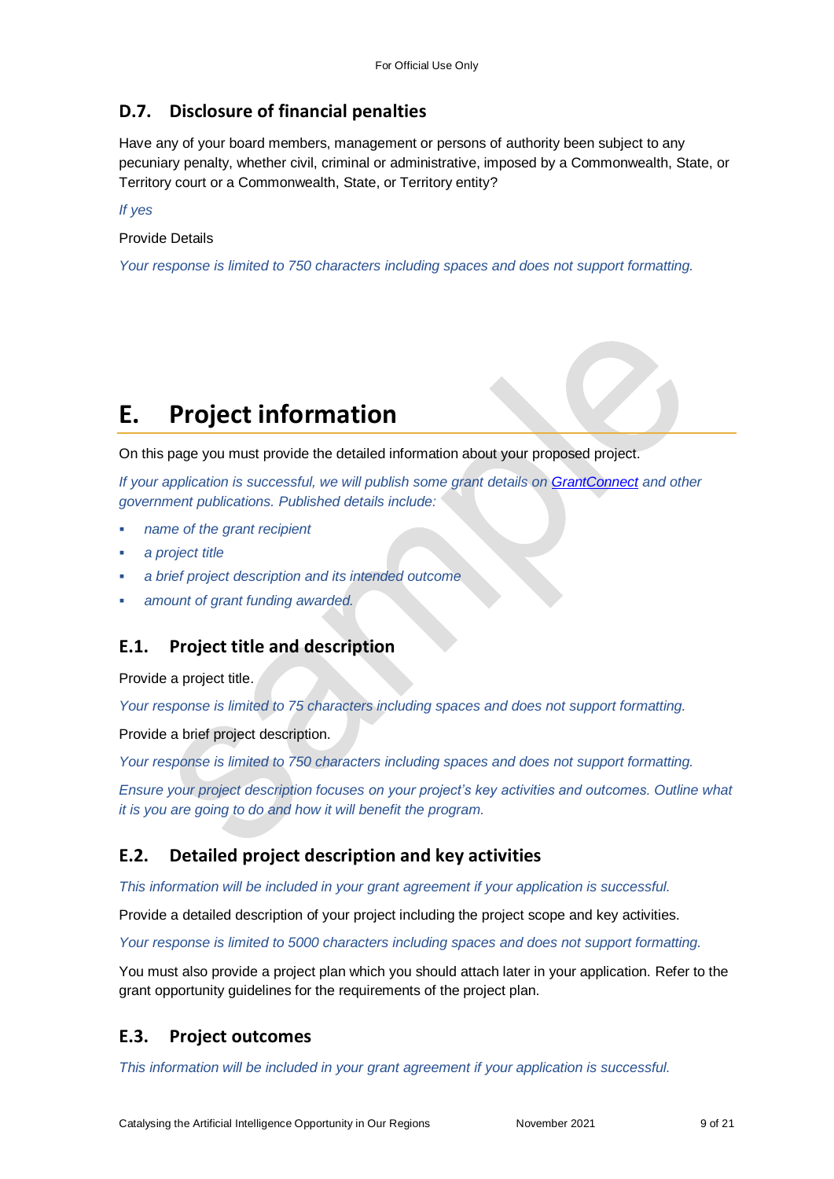### D.7. Disclosure of financial penalties

Have any of your board members, management or persons of authority been subject to any pecuniary penalty, whether civil, criminal or administrative, imposed by a Commonwealth, State, or Territory court or a Commonwealth, State, or Territory entity?

*If yes*

Provide Details

*Your response is limited to 750 characters including spaces and does not support formatting.*

# E. Project information

On this page you must provide the detailed information about your proposed project.

*If your application is successful, we will publish some grant details on [GrantConnect](https://www.grants.gov.au) and other government publications. Published details include:*

- *name of the grant recipient*
- *a project title*
- *a brief project description and its intended outcome*
- *amount of grant funding awarded.*

### E.1. Project title and description

Provide a project title.

*Your response is limited to 75 characters including spaces and does not support formatting.*

Provide a brief project description.

*Your response is limited to 750 characters including spaces and does not support formatting.*

*Ensure your project description focuses on your project's key activities and outcomes. Outline what it is you are going to do and how it will benefit the program.*

### E.2. Detailed project description and key activities

*This information will be included in your grant agreement if your application is successful.*

Provide a detailed description of your project including the project scope and key activities.

*Your response is limited to 5000 characters including spaces and does not support formatting.*

You must also provide a project plan which you should attach later in your application. Refer to the grant opportunity guidelines for the requirements of the project plan.

### E.3. Project outcomes

*This information will be included in your grant agreement if your application is successful.*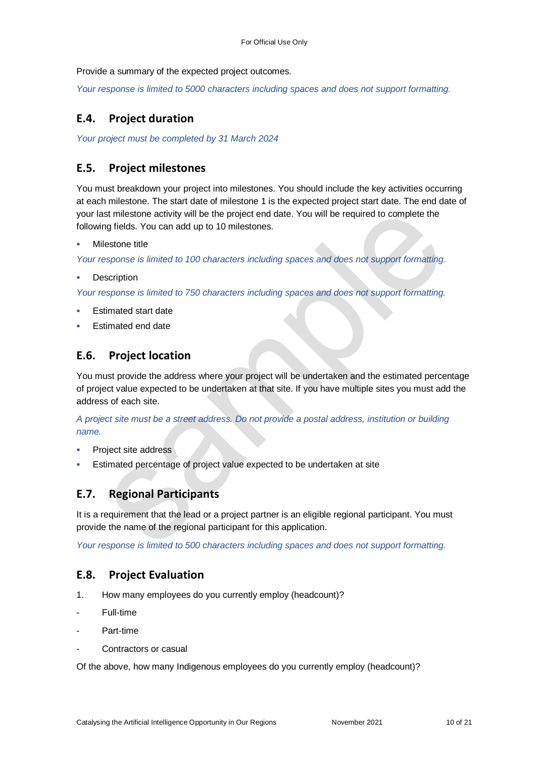Provide a summary of the expected project outcomes.

*Your response is limited to 5000 characters including spaces and does not support formatting.*

## E.4. Project duration

*Your project must be completed by 31 March 2024*

## E.5. Project milestones

You must breakdown your project into milestones. You should include the key activities occurring at each milestone. The start date of milestone 1 is the expected project start date. The end date of your last milestone activity will be the project end date. You will be required to complete the following fields. You can add up to 10 milestones.

- Milestone title

*Your response is limited to 100 characters including spaces and does not support formatting.*

- Description

*Your response is limited to 750 characters including spaces and does not support formatting.*

- Estimated start date
- Estimated end date

## E.6. Project location

You must provide the address where your project will be undertaken and the estimated percentage of project value expected to be undertaken at that site. If you have multiple sites you must add the address of each site.

*A project site must be a street address. Do not provide a postal address, institution or building name.*

- Project site address
- Estimated percentage of project value expected to be undertaken at site

## E.7. Regional Participants

It is a requirement that the lead or a project partner is an eligible regional participant. You must provide the name of the regional participant for this application.

*Your response is limited to 500 characters including spaces and does not support formatting.*

## E.8. Project Evaluation

1. How many employees do you currently employ (headcount)?

- Full-time
- Part-time
- Contractors or casual

Of the above, how many Indigenous employees do you currently employ (headcount)?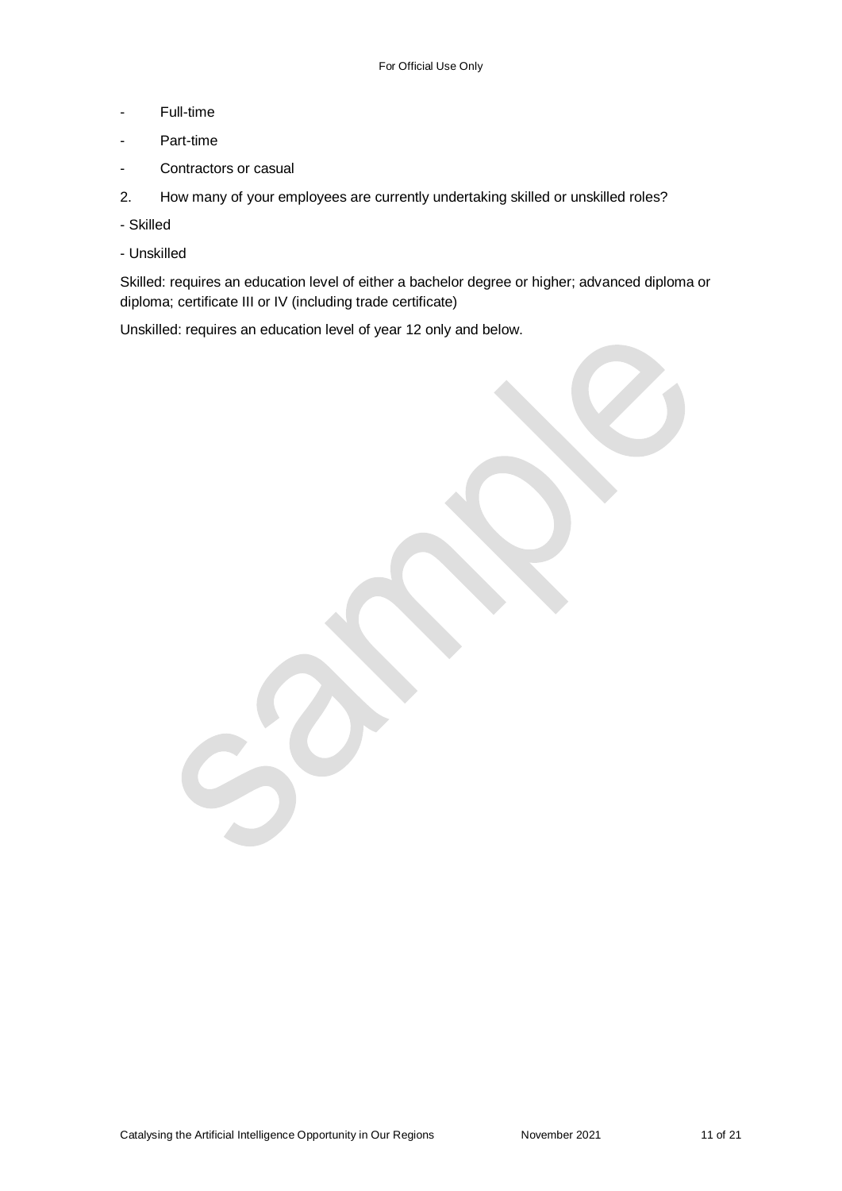- Full-time
- Part-time
- Contractors or casual

2. How many of your employees are currently undertaking skilled or unskilled roles?

- Skilled
- Unskilled

Skilled: requires an education level of either a bachelor degree or higher; advanced diploma or diploma; certificate III or IV (including trade certificate)

Unskilled: requires an education level of year 12 only and below.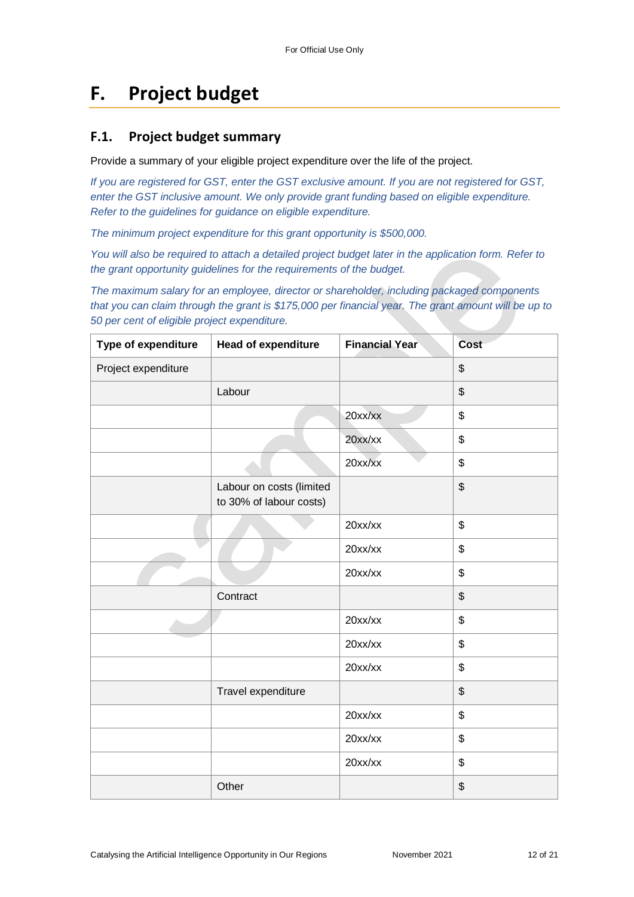# F. Project budget

## F.1. Project budget summary

Provide a summary of your eligible project expenditure over the life of the project.

*If you are registered for GST, enter the GST exclusive amount. If you are not registered for GST, enter the GST inclusive amount. We only provide grant funding based on eligible expenditure. Refer to the guidelines for guidance on eligible expenditure.*

*The minimum project expenditure for this grant opportunity is $500,000.*

*You will also be required to attach a detailed project budget later in the application form. Refer to the grant opportunity guidelines for the requirements of the budget.*

*The maximum salary for an employee, director or shareholder, including packaged components that you can claim through the grant is $175,000 per financial year. The grant amount will be up to 50 per cent of eligible project expenditure.*

| Type of expenditure | Head of expenditure | Financial Year | Cost |
|---|---|---|---|
| Project expenditure | | | $ |
| | Labour | | $ |
| | | 20xx/xx | $ |
| | | 20xx/xx | $ |
| | | 20xx/xx | $ |
| | Labour on costs (limited to 30% of labour costs) | | $ |
| | | 20xx/xx | $ |
| | | 20xx/xx | $ |
| | | 20xx/xx | $ |
| | Contract | | $ |
| | | 20xx/xx | $ |
| | | 20xx/xx | $ |
| | | 20xx/xx | $ |
| | Travel expenditure | | $ |
| | | 20xx/xx | $ |
| | | 20xx/xx | $ |
| | | 20xx/xx | $ |
| | Other | | $ |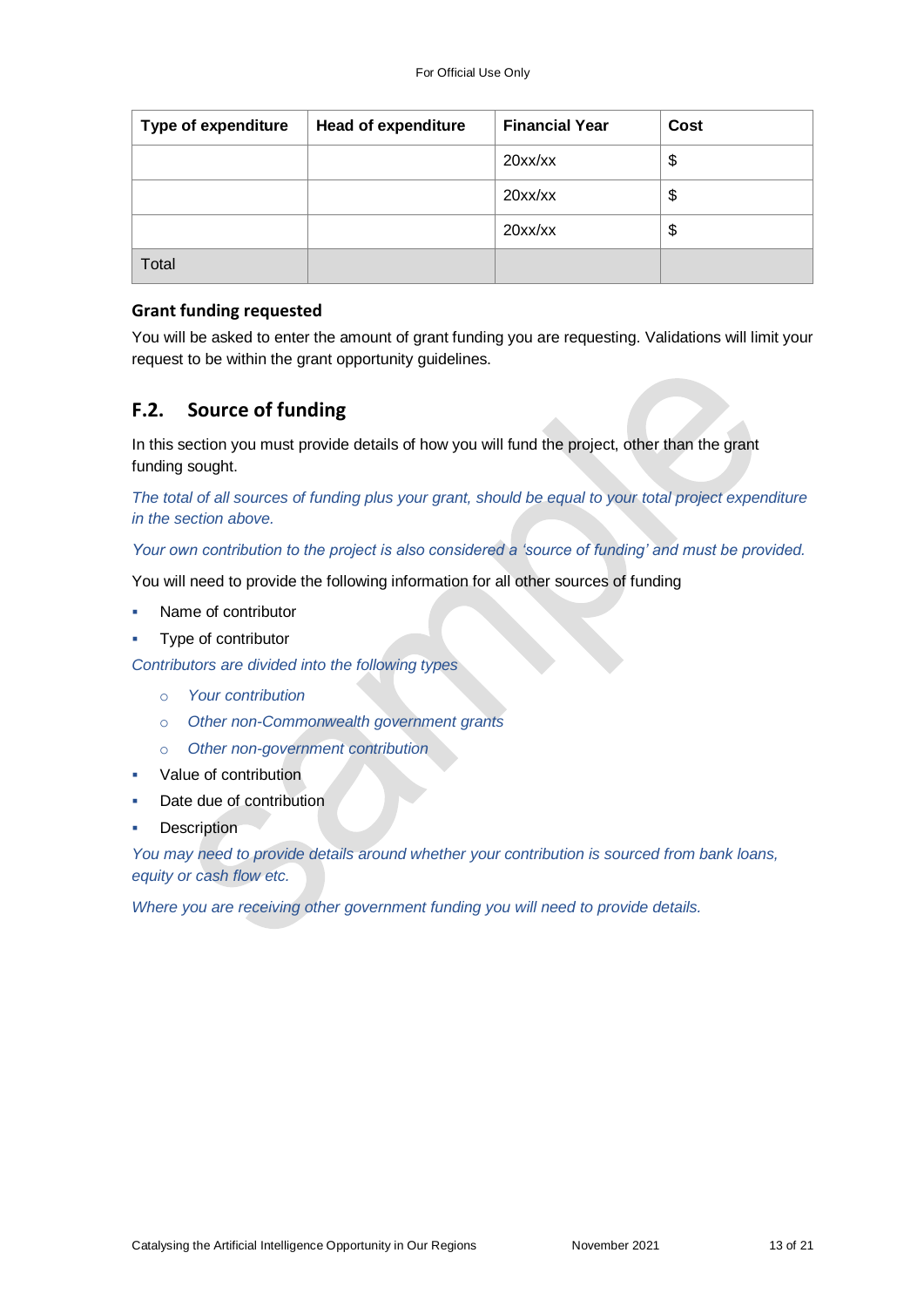| Type of expenditure | Head of expenditure | Financial Year | Cost |
|---|---|---|---|
| | | 20xx/xx | $ |
| | | 20xx/xx | $ |
| | | 20xx/xx | $ |
| Total | | | |

### Grant funding requested

You will be asked to enter the amount of grant funding you are requesting. Validations will limit your request to be within the grant opportunity guidelines.

## F.2. Source of funding

In this section you must provide details of how you will fund the project, other than the grant funding sought.

*The total of all sources of funding plus your grant, should be equal to your total project expenditure in the section above.*

*Your own contribution to the project is also considered a 'source of funding' and must be provided.*

You will need to provide the following information for all other sources of funding

- Name of contributor
- Type of contributor

*Contributors are divided into the following types*

  - *Your contribution*
  - *Other non-Commonwealth government grants*
  - *Other non-government contribution*
- Value of contribution
- Date due of contribution
- Description

*You may need to provide details around whether your contribution is sourced from bank loans, equity or cash flow etc.*

*Where you are receiving other government funding you will need to provide details.*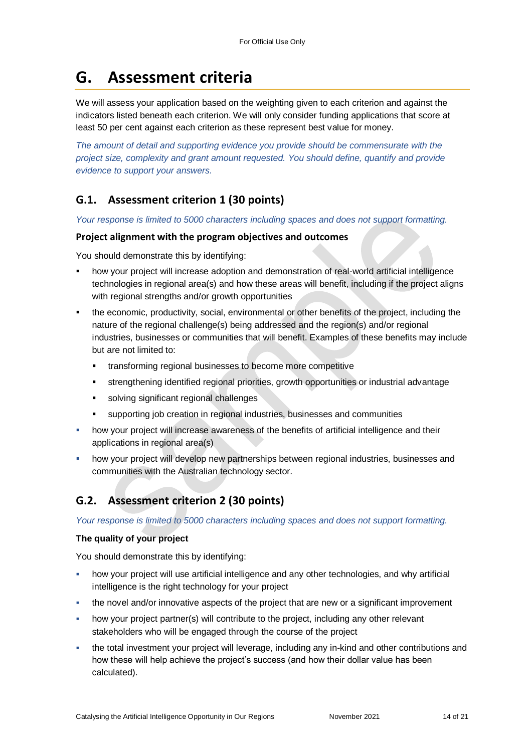# G. Assessment criteria

We will assess your application based on the weighting given to each criterion and against the indicators listed beneath each criterion. We will only consider funding applications that score at least 50 per cent against each criterion as these represent best value for money.

*The amount of detail and supporting evidence you provide should be commensurate with the project size, complexity and grant amount requested. You should define, quantify and provide evidence to support your answers.*

## G.1. Assessment criterion 1 (30 points)

*Your response is limited to 5000 characters including spaces and does not support formatting.*

**Project alignment with the program objectives and outcomes**

You should demonstrate this by identifying:

- how your project will increase adoption and demonstration of real-world artificial intelligence technologies in regional area(s) and how these areas will benefit, including if the project aligns with regional strengths and/or growth opportunities
- the economic, productivity, social, environmental or other benefits of the project, including the nature of the regional challenge(s) being addressed and the region(s) and/or regional industries, businesses or communities that will benefit. Examples of these benefits may include but are not limited to:
  - transforming regional businesses to become more competitive
  - strengthening identified regional priorities, growth opportunities or industrial advantage
  - solving significant regional challenges
  - supporting job creation in regional industries, businesses and communities
- how your project will increase awareness of the benefits of artificial intelligence and their applications in regional area(s)
- how your project will develop new partnerships between regional industries, businesses and communities with the Australian technology sector.

## G.2. Assessment criterion 2 (30 points)

*Your response is limited to 5000 characters including spaces and does not support formatting.*

**The quality of your project**

You should demonstrate this by identifying:

- how your project will use artificial intelligence and any other technologies, and why artificial intelligence is the right technology for your project
- the novel and/or innovative aspects of the project that are new or a significant improvement
- how your project partner(s) will contribute to the project, including any other relevant stakeholders who will be engaged through the course of the project
- the total investment your project will leverage, including any in-kind and other contributions and how these will help achieve the project's success (and how their dollar value has been calculated).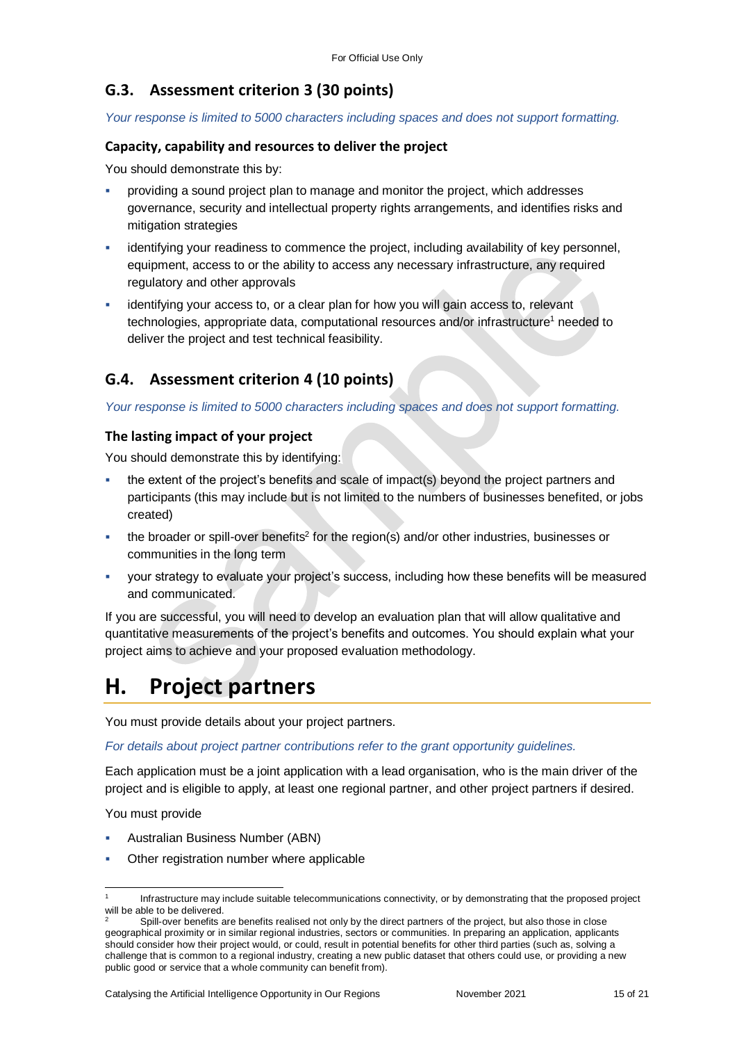## G.3. Assessment criterion 3 (30 points)

*Your response is limited to 5000 characters including spaces and does not support formatting.*

### Capacity, capability and resources to deliver the project

You should demonstrate this by:

- providing a sound project plan to manage and monitor the project, which addresses governance, security and intellectual property rights arrangements, and identifies risks and mitigation strategies
- identifying your readiness to commence the project, including availability of key personnel, equipment, access to or the ability to access any necessary infrastructure, any required regulatory and other approvals
- identifying your access to, or a clear plan for how you will gain access to, relevant technologies, appropriate data, computational resources and/or infrastructure[1] needed to deliver the project and test technical feasibility.

## G.4. Assessment criterion 4 (10 points)

*Your response is limited to 5000 characters including spaces and does not support formatting.*

### The lasting impact of your project

You should demonstrate this by identifying:

- the extent of the project's benefits and scale of impact(s) beyond the project partners and participants (this may include but is not limited to the numbers of businesses benefited, or jobs created)
- the broader or spill-over benefits[2] for the region(s) and/or other industries, businesses or communities in the long term
- your strategy to evaluate your project's success, including how these benefits will be measured and communicated.

If you are successful, you will need to develop an evaluation plan that will allow qualitative and quantitative measurements of the project's benefits and outcomes. You should explain what your project aims to achieve and your proposed evaluation methodology.

# H. Project partners

You must provide details about your project partners.

*For details about project partner contributions refer to the grant opportunity guidelines.*

Each application must be a joint application with a lead organisation, who is the main driver of the project and is eligible to apply, at least one regional partner, and other project partners if desired.

You must provide

- Australian Business Number (ABN)
- Other registration number where applicable

---

[1] Infrastructure may include suitable telecommunications connectivity, or by demonstrating that the proposed project will be able to be delivered.

[2] Spill-over benefits are benefits realised not only by the direct partners of the project, but also those in close geographical proximity or in similar regional industries, sectors or communities. In preparing an application, applicants should consider how their project would, or could, result in potential benefits for other third parties (such as, solving a challenge that is common to a regional industry, creating a new public dataset that others could use, or providing a new public good or service that a whole community can benefit from).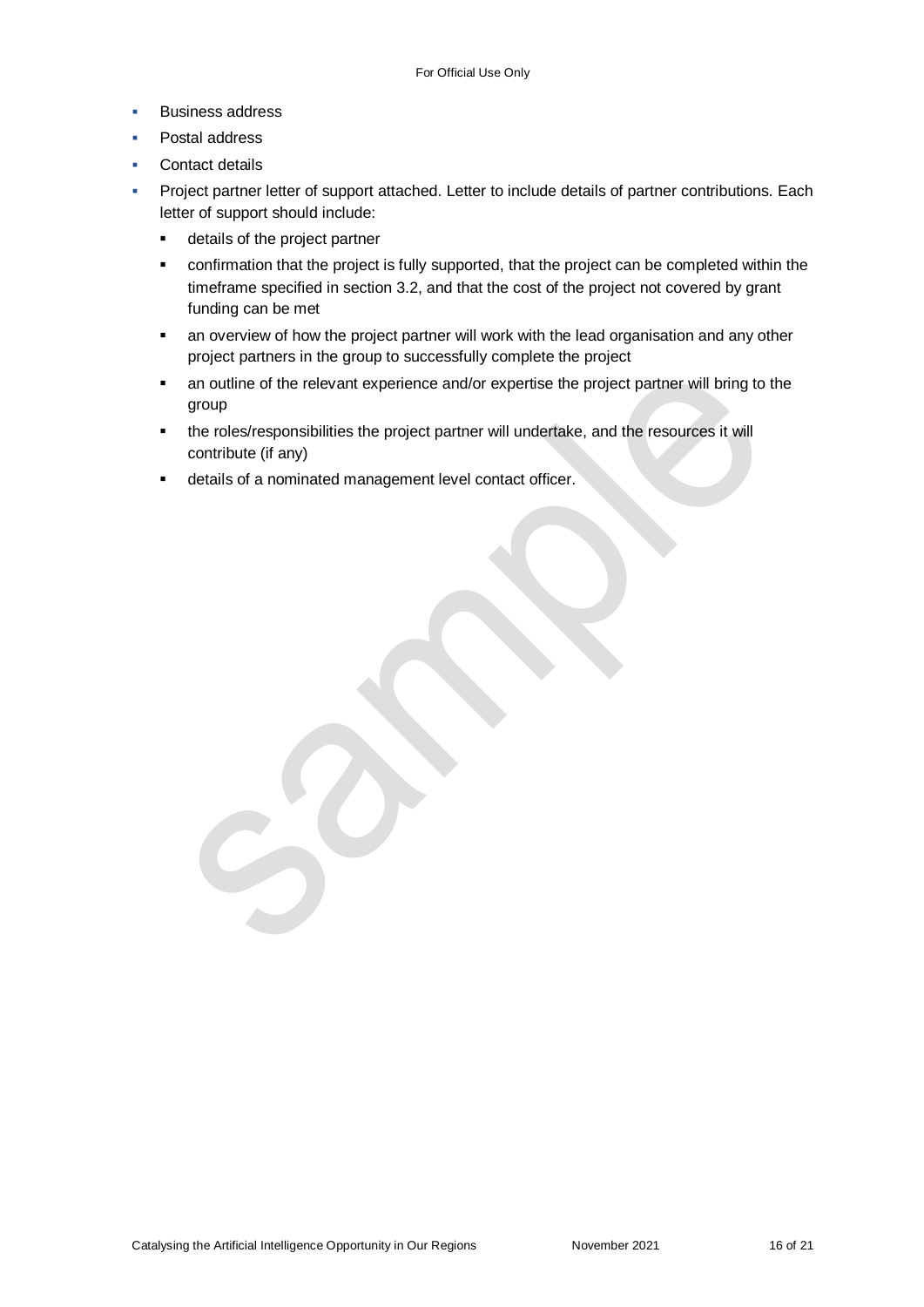- Business address
- Postal address
- Contact details
- Project partner letter of support attached. Letter to include details of partner contributions. Each letter of support should include:
  - details of the project partner
  - confirmation that the project is fully supported, that the project can be completed within the timeframe specified in section 3.2, and that the cost of the project not covered by grant funding can be met
  - an overview of how the project partner will work with the lead organisation and any other project partners in the group to successfully complete the project
  - an outline of the relevant experience and/or expertise the project partner will bring to the group
  - the roles/responsibilities the project partner will undertake, and the resources it will contribute (if any)
  - details of a nominated management level contact officer.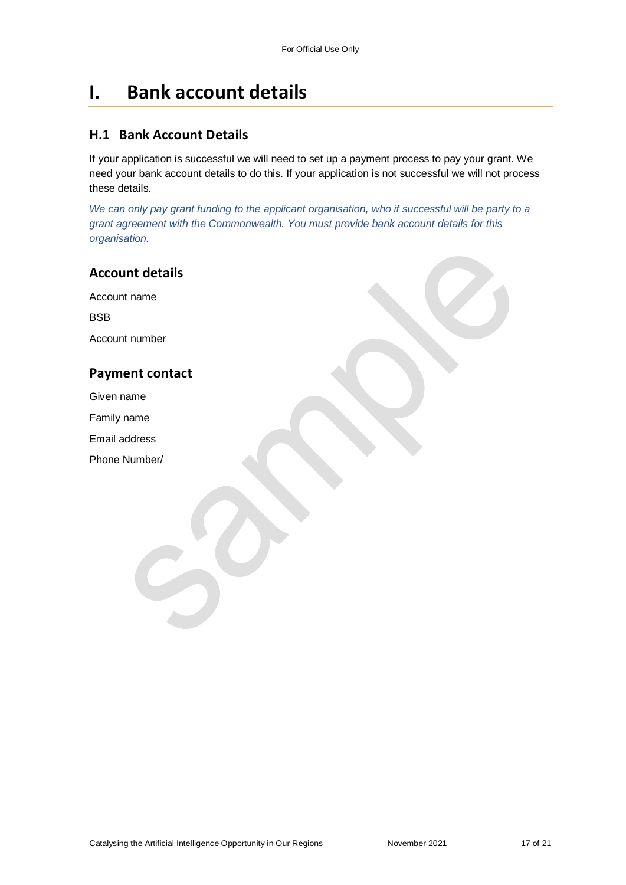# I. Bank account details

## H.1 Bank Account Details

If your application is successful we will need to set up a payment process to pay your grant. We need your bank account details to do this. If your application is not successful we will not process these details.

*We can only pay grant funding to the applicant organisation, who if successful will be party to a grant agreement with the Commonwealth. You must provide bank account details for this organisation.*

### Account details

Account name

BSB

Account number

### Payment contact

Given name

Family name

Email address

Phone Number/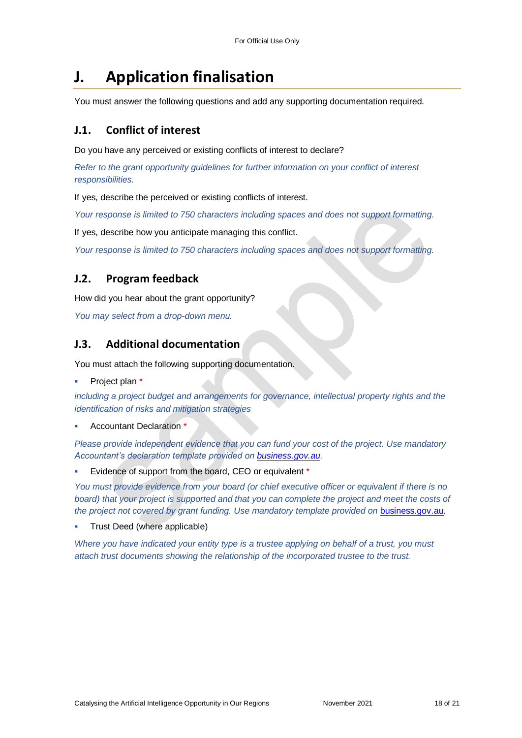# J. Application finalisation

You must answer the following questions and add any supporting documentation required.

## J.1. Conflict of interest

Do you have any perceived or existing conflicts of interest to declare?

*Refer to the grant opportunity guidelines for further information on your conflict of interest responsibilities.*

If yes, describe the perceived or existing conflicts of interest.

*Your response is limited to 750 characters including spaces and does not support formatting.*

If yes, describe how you anticipate managing this conflict.

*Your response is limited to 750 characters including spaces and does not support formatting.*

## J.2. Program feedback

How did you hear about the grant opportunity?

*You may select from a drop-down menu.*

## J.3. Additional documentation

You must attach the following supporting documentation.

- Project plan *

*including a project budget and arrangements for governance, intellectual property rights and the identification of risks and mitigation strategies*

- Accountant Declaration *

*Please provide independent evidence that you can fund your cost of the project. Use mandatory Accountant's declaration template provided on [business.gov.au](business.gov.au).*

- Evidence of support from the board, CEO or equivalent *

*You must provide evidence from your board (or chief executive officer or equivalent if there is no board) that your project is supported and that you can complete the project and meet the costs of the project not covered by grant funding. Use mandatory template provided on* [business.gov.au](business.gov.au).

- Trust Deed (where applicable)

*Where you have indicated your entity type is a trustee applying on behalf of a trust, you must attach trust documents showing the relationship of the incorporated trustee to the trust.*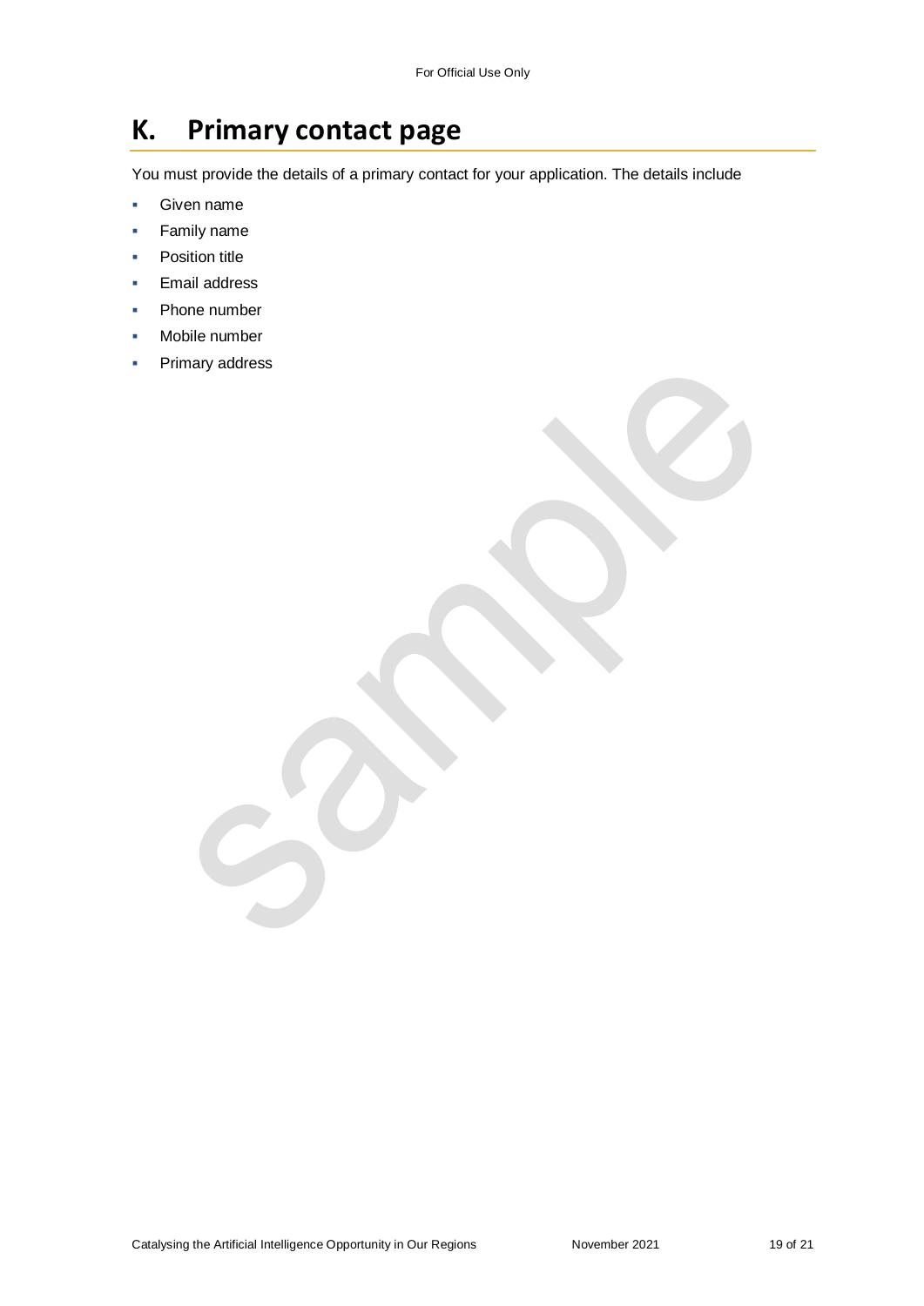# K. Primary contact page

You must provide the details of a primary contact for your application. The details include

- Given name
- Family name
- Position title
- Email address
- Phone number
- Mobile number
- Primary address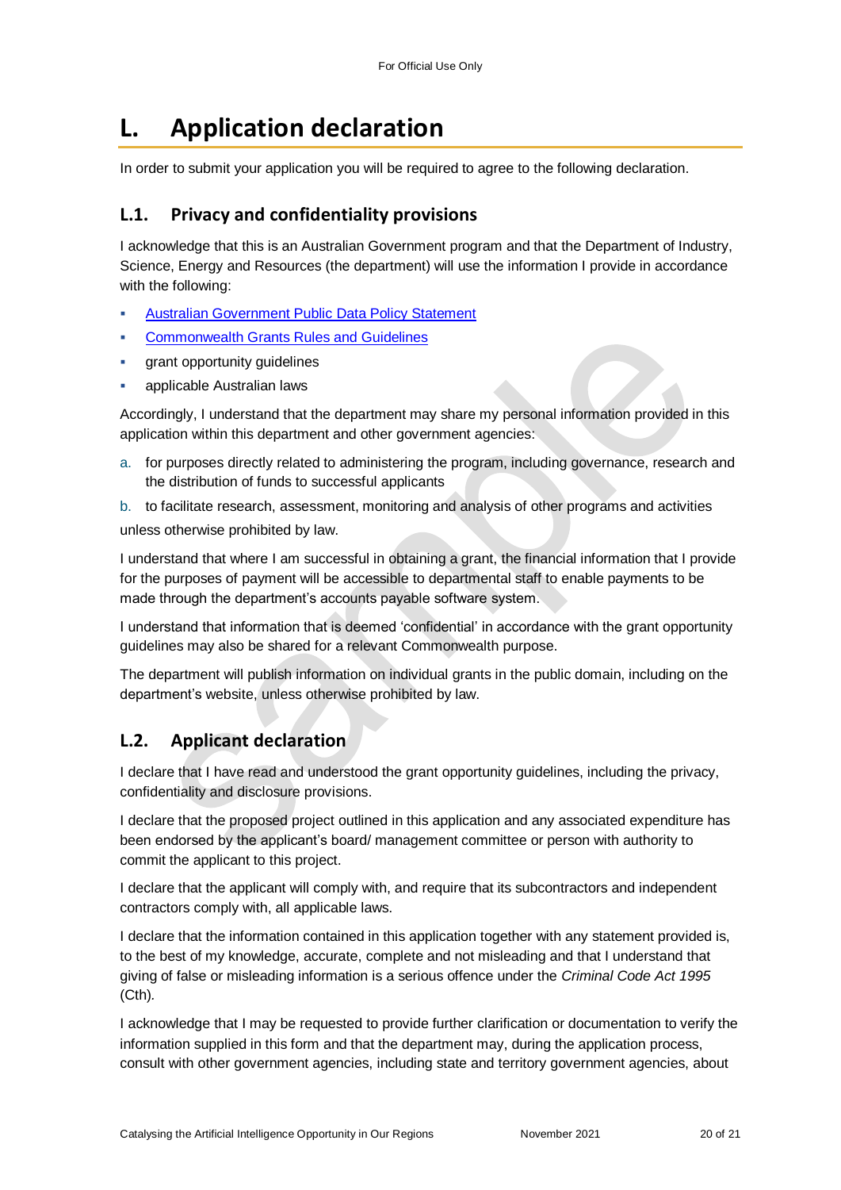# L. Application declaration

In order to submit your application you will be required to agree to the following declaration.

## L.1. Privacy and confidentiality provisions

I acknowledge that this is an Australian Government program and that the Department of Industry, Science, Energy and Resources (the department) will use the information I provide in accordance with the following:

- Australian Government Public Data Policy Statement
- Commonwealth Grants Rules and Guidelines
- grant opportunity guidelines
- applicable Australian laws

Accordingly, I understand that the department may share my personal information provided in this application within this department and other government agencies:

a. for purposes directly related to administering the program, including governance, research and the distribution of funds to successful applicants
b. to facilitate research, assessment, monitoring and analysis of other programs and activities

unless otherwise prohibited by law.

I understand that where I am successful in obtaining a grant, the financial information that I provide for the purposes of payment will be accessible to departmental staff to enable payments to be made through the department's accounts payable software system.

I understand that information that is deemed 'confidential' in accordance with the grant opportunity guidelines may also be shared for a relevant Commonwealth purpose.

The department will publish information on individual grants in the public domain, including on the department's website, unless otherwise prohibited by law.

## L.2. Applicant declaration

I declare that I have read and understood the grant opportunity guidelines, including the privacy, confidentiality and disclosure provisions.

I declare that the proposed project outlined in this application and any associated expenditure has been endorsed by the applicant's board/ management committee or person with authority to commit the applicant to this project.

I declare that the applicant will comply with, and require that its subcontractors and independent contractors comply with, all applicable laws.

I declare that the information contained in this application together with any statement provided is, to the best of my knowledge, accurate, complete and not misleading and that I understand that giving of false or misleading information is a serious offence under the *Criminal Code Act 1995* (Cth).

I acknowledge that I may be requested to provide further clarification or documentation to verify the information supplied in this form and that the department may, during the application process, consult with other government agencies, including state and territory government agencies, about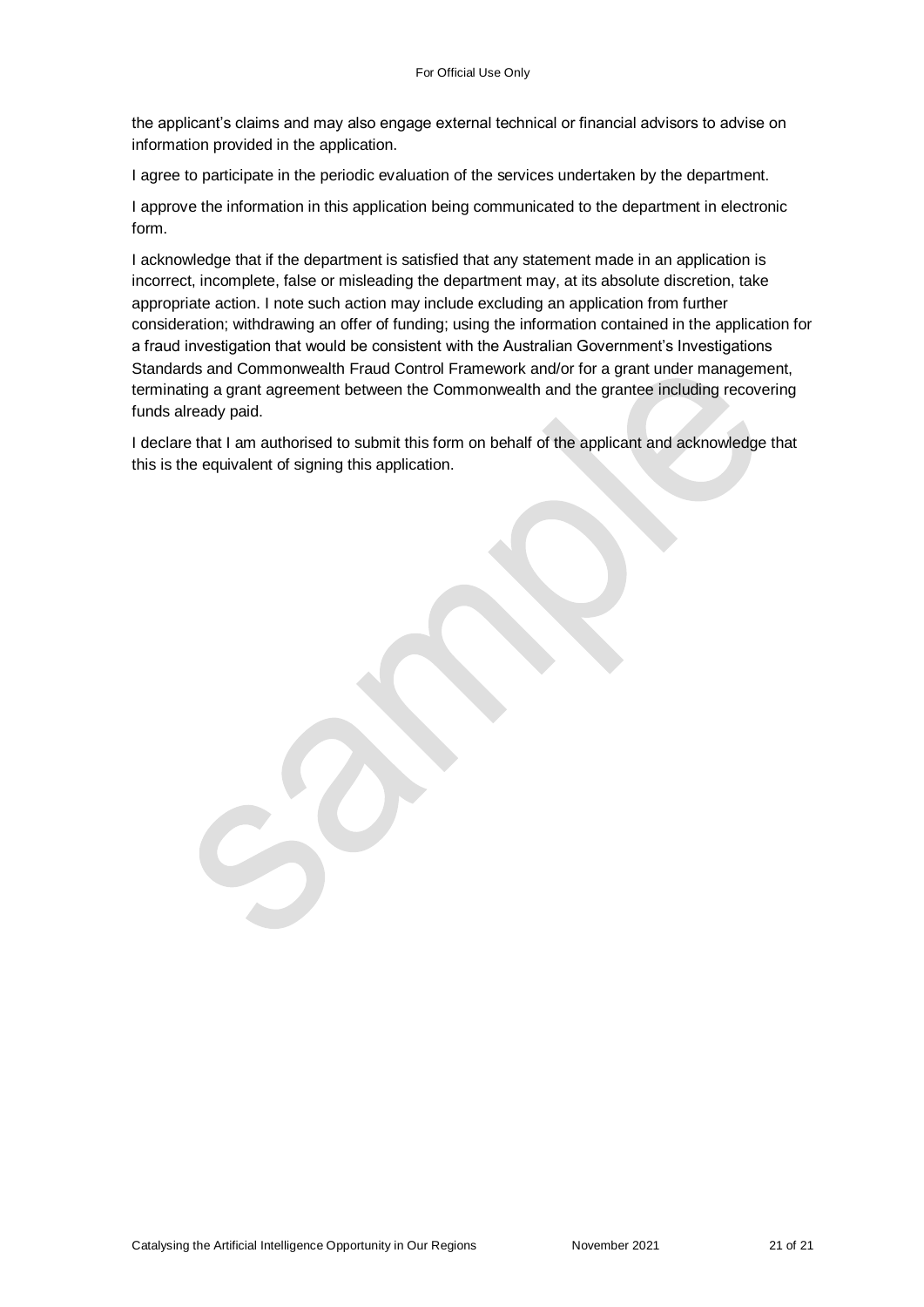the applicant's claims and may also engage external technical or financial advisors to advise on information provided in the application.

I agree to participate in the periodic evaluation of the services undertaken by the department.

I approve the information in this application being communicated to the department in electronic form.

I acknowledge that if the department is satisfied that any statement made in an application is incorrect, incomplete, false or misleading the department may, at its absolute discretion, take appropriate action. I note such action may include excluding an application from further consideration; withdrawing an offer of funding; using the information contained in the application for a fraud investigation that would be consistent with the Australian Government's Investigations Standards and Commonwealth Fraud Control Framework and/or for a grant under management, terminating a grant agreement between the Commonwealth and the grantee including recovering funds already paid.

I declare that I am authorised to submit this form on behalf of the applicant and acknowledge that this is the equivalent of signing this application.